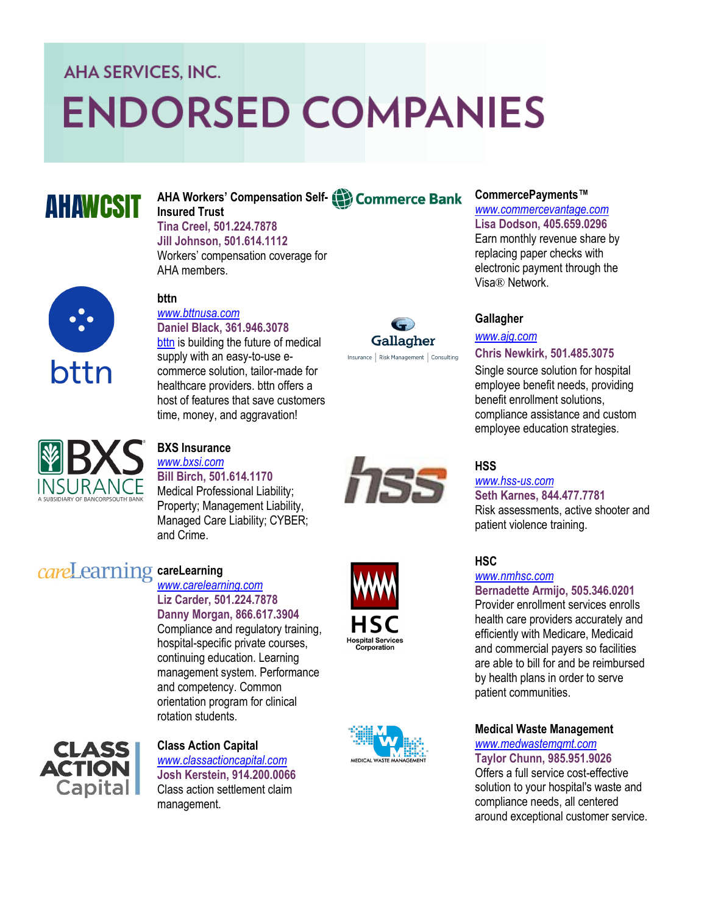AHA SERVICES, INC.

# ENDORSED COMPANIES

**AHA Workers' Compensation Self-Insured Trust**
Tina Creel, 501.224.7878
Jill Johnson, 501.614.1112
Workers' compensation coverage for AHA members.

**bttn**
www.bttnusa.com
Daniel Black, 361.946.3078
bttn is building the future of medical supply with an easy-to-use e-commerce solution, tailor-made for healthcare providers. bttn offers a host of features that save customers time, money, and aggravation!

**BXS Insurance**
www.bxsi.com
Bill Birch, 501.614.1170
Medical Professional Liability; Property; Management Liability, Managed Care Liability; CYBER; and Crime.

**careLearning**
www.carelearning.com
Liz Carder, 501.224.7878
Danny Morgan, 866.617.3904
Compliance and regulatory training, hospital-specific private courses, continuing education. Learning management system. Performance and competency. Common orientation program for clinical rotation students.

**Class Action Capital**
www.classactioncapital.com
Josh Kerstein, 914.200.0066
Class action settlement claim management.

**CommercePayments™**
www.commercevantage.com
Lisa Dodson, 405.659.0296
Earn monthly revenue share by replacing paper checks with electronic payment through the Visa® Network.

**Gallagher**
www.ajg.com
Chris Newkirk, 501.485.3075
Single source solution for hospital employee benefit needs, providing benefit enrollment solutions, compliance assistance and custom employee education strategies.

**HSS**
www.hss-us.com
Seth Karnes, 844.477.7781
Risk assessments, active shooter and patient violence training.

**HSC**
www.nmhsc.com
Bernadette Armijo, 505.346.0201
Provider enrollment services enrolls health care providers accurately and efficiently with Medicare, Medicaid and commercial payers so facilities are able to bill for and be reimbursed by health plans in order to serve patient communities.

**Medical Waste Management**
www.medwastemgmt.com
Taylor Chunn, 985.951.9026
Offers a full service cost-effective solution to your hospital's waste and compliance needs, all centered around exceptional customer service.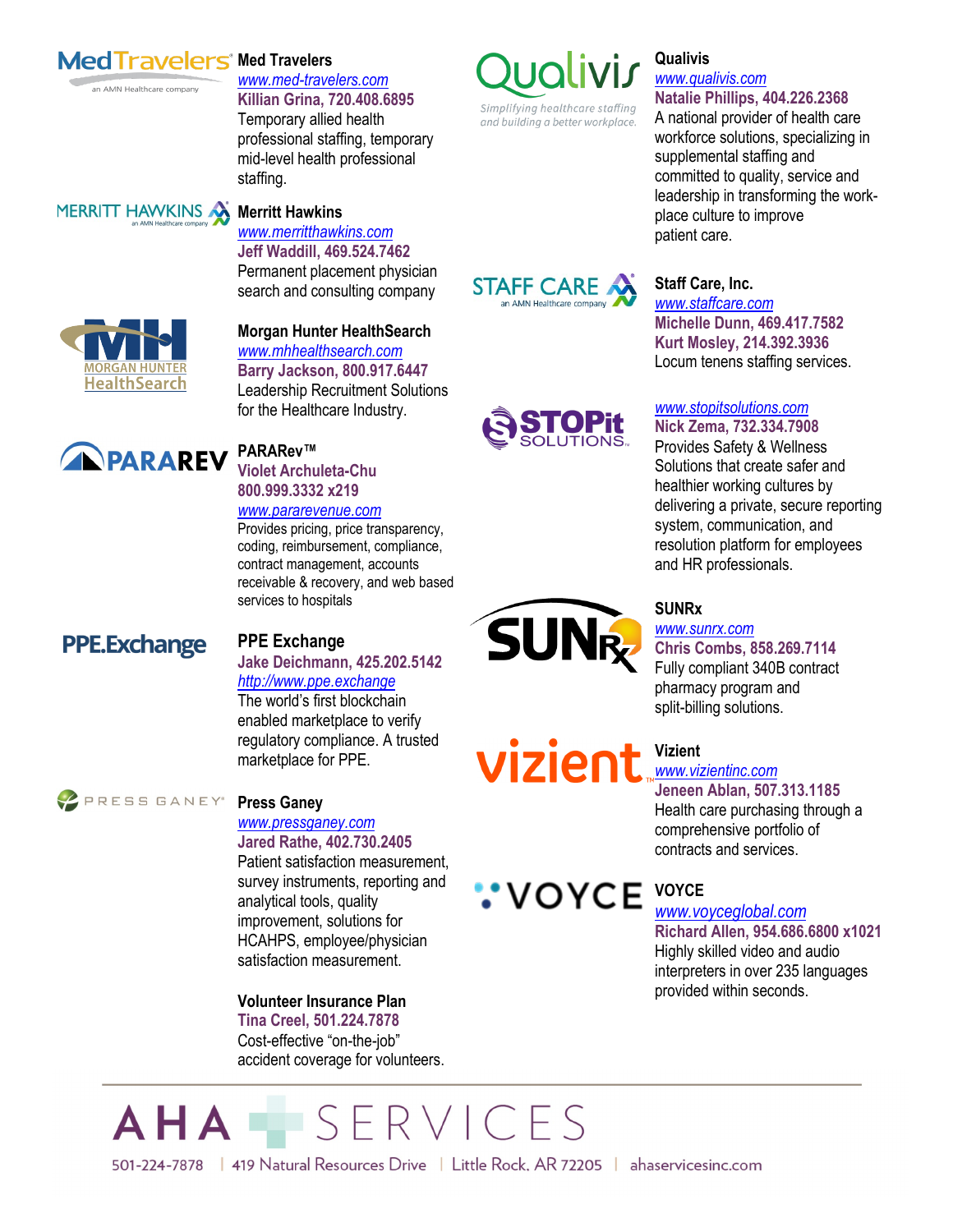**Med Travelers**
www.med-travelers.com
**Killian Grina, 720.408.6895**
Temporary allied health professional staffing, temporary mid-level health professional staffing.

**Merritt Hawkins**
www.merritthawkins.com
**Jeff Waddill, 469.524.7462**
Permanent placement physician search and consulting company

**Morgan Hunter HealthSearch**
www.mhhealthsearch.com
**Barry Jackson, 800.917.6447**
Leadership Recruitment Solutions for the Healthcare Industry.

**PARARev™**
**Violet Archuleta-Chu**
**800.999.3332 x219**
www.pararevenue.com
Provides pricing, price transparency, coding, reimbursement, compliance, contract management, accounts receivable & recovery, and web based services to hospitals

**PPE Exchange**
**Jake Deichmann, 425.202.5142**
http://www.ppe.exchange
The world's first blockchain enabled marketplace to verify regulatory compliance. A trusted marketplace for PPE.

**Press Ganey**
www.pressganey.com
**Jared Rathe, 402.730.2405**
Patient satisfaction measurement, survey instruments, reporting and analytical tools, quality improvement, solutions for HCAHPS, employee/physician satisfaction measurement.

**Volunteer Insurance Plan**
**Tina Creel, 501.224.7878**
Cost-effective "on-the-job" accident coverage for volunteers.

**Qualivis**
www.qualivis.com
**Natalie Phillips, 404.226.2368**
A national provider of health care workforce solutions, specializing in supplemental staffing and committed to quality, service and leadership in transforming the work-place culture to improve patient care.

**Staff Care, Inc.**
www.staffcare.com
**Michelle Dunn, 469.417.7582**
**Kurt Mosley, 214.392.3936**
Locum tenens staffing services.

**STOPit Solutions**
www.stopitsolutions.com
**Nick Zema, 732.334.7908**
Provides Safety & Wellness Solutions that create safer and healthier working cultures by delivering a private, secure reporting system, communication, and resolution platform for employees and HR professionals.

**SUNRx**
www.sunrx.com
**Chris Combs, 858.269.7114**
Fully compliant 340B contract pharmacy program and split-billing solutions.

**Vizient**
www.vizientinc.com
**Jeneen Ablan, 507.313.1185**
Health care purchasing through a comprehensive portfolio of contracts and services.

**VOYCE**
www.voyceglobal.com
**Richard Allen, 954.686.6800 x1021**
Highly skilled video and audio interpreters in over 235 languages provided within seconds.

AHA SERVICES
501-224-7878 | 419 Natural Resources Drive | Little Rock, AR 72205 | ahaservicesinc.com